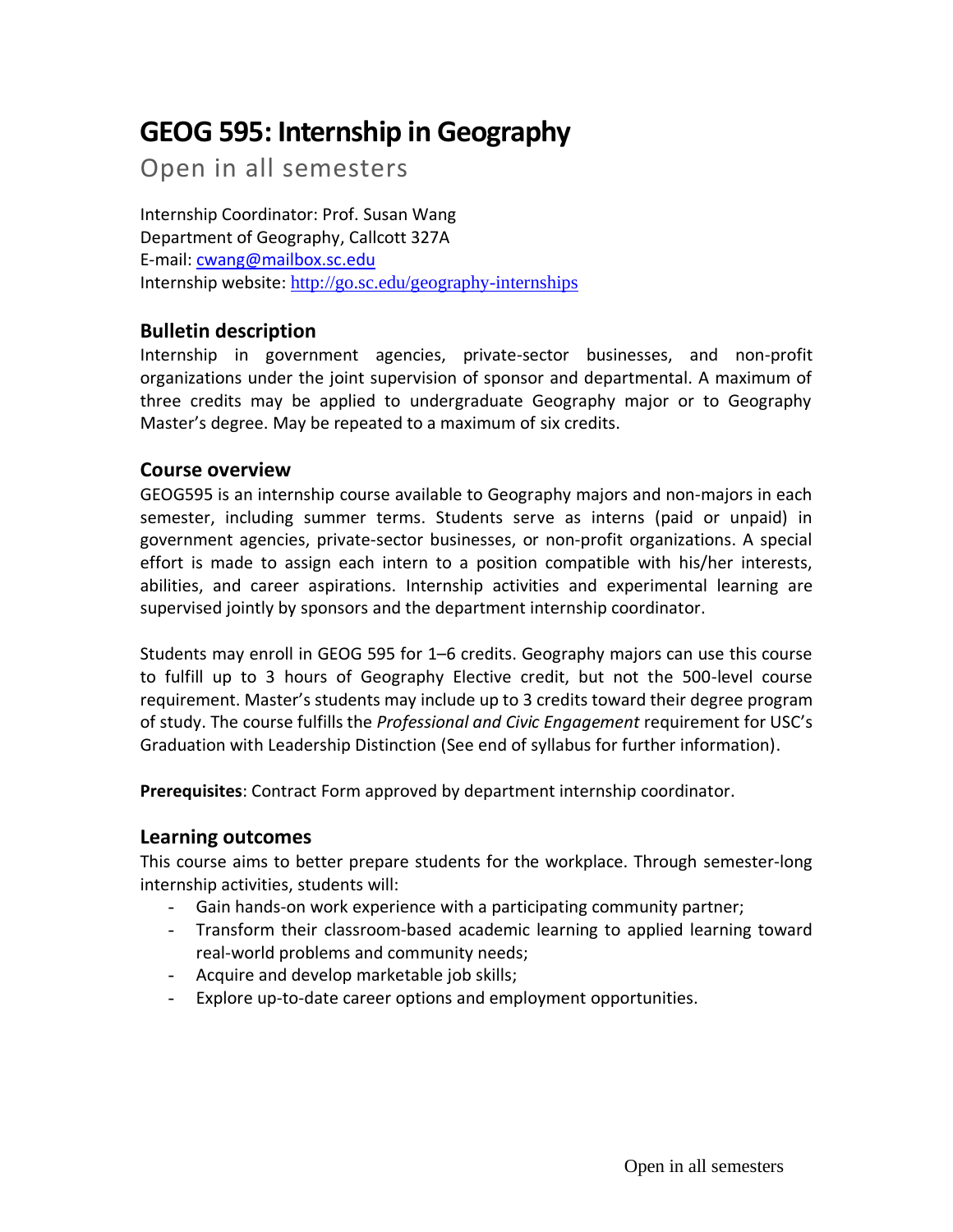# GEOG 595: Internship in Geography

Open in all semesters

Internship Coordinator: Prof. Susan Wang
Department of Geography, Callcott 327A
E-mail: cwang@mailbox.sc.edu
Internship website: http://go.sc.edu/geography-internships

## Bulletin description

Internship in government agencies, private-sector businesses, and non-profit organizations under the joint supervision of sponsor and departmental. A maximum of three credits may be applied to undergraduate Geography major or to Geography Master's degree. May be repeated to a maximum of six credits.

## Course overview

GEOG595 is an internship course available to Geography majors and non-majors in each semester, including summer terms. Students serve as interns (paid or unpaid) in government agencies, private-sector businesses, or non-profit organizations. A special effort is made to assign each intern to a position compatible with his/her interests, abilities, and career aspirations. Internship activities and experimental learning are supervised jointly by sponsors and the department internship coordinator.

Students may enroll in GEOG 595 for 1–6 credits. Geography majors can use this course to fulfill up to 3 hours of Geography Elective credit, but not the 500-level course requirement. Master's students may include up to 3 credits toward their degree program of study. The course fulfills the *Professional and Civic Engagement* requirement for USC's Graduation with Leadership Distinction (See end of syllabus for further information).

**Prerequisites**: Contract Form approved by department internship coordinator.

## Learning outcomes

This course aims to better prepare students for the workplace. Through semester-long internship activities, students will:

- Gain hands-on work experience with a participating community partner;
- Transform their classroom-based academic learning to applied learning toward real-world problems and community needs;
- Acquire and develop marketable job skills;
- Explore up-to-date career options and employment opportunities.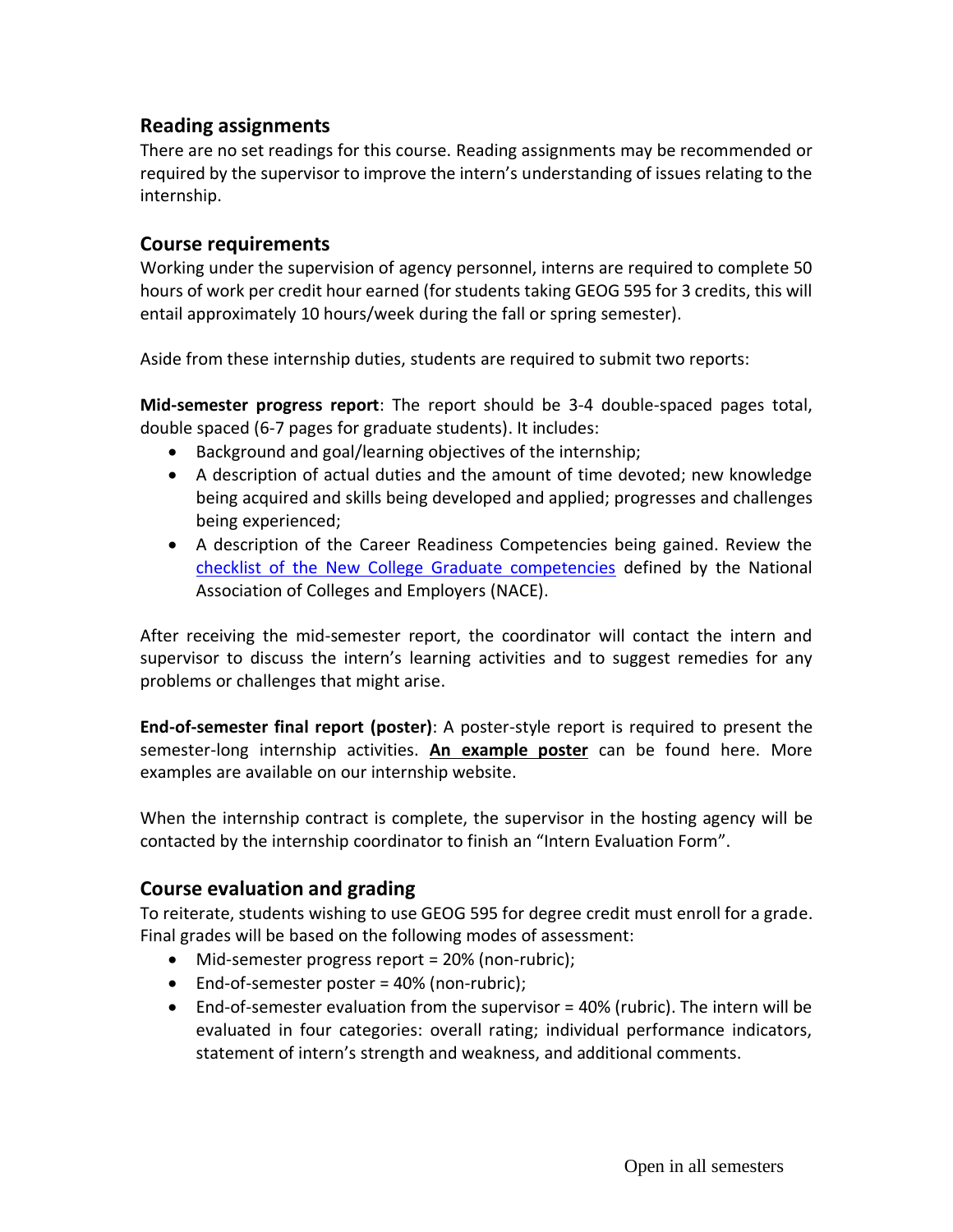## Reading assignments

There are no set readings for this course. Reading assignments may be recommended or required by the supervisor to improve the intern's understanding of issues relating to the internship.

## Course requirements

Working under the supervision of agency personnel, interns are required to complete 50 hours of work per credit hour earned (for students taking GEOG 595 for 3 credits, this will entail approximately 10 hours/week during the fall or spring semester).

Aside from these internship duties, students are required to submit two reports:

**Mid-semester progress report**: The report should be 3-4 double-spaced pages total, double spaced (6-7 pages for graduate students). It includes:

- Background and goal/learning objectives of the internship;
- A description of actual duties and the amount of time devoted; new knowledge being acquired and skills being developed and applied; progresses and challenges being experienced;
- A description of the Career Readiness Competencies being gained. Review the checklist of the New College Graduate competencies defined by the National Association of Colleges and Employers (NACE).

After receiving the mid-semester report, the coordinator will contact the intern and supervisor to discuss the intern's learning activities and to suggest remedies for any problems or challenges that might arise.

**End-of-semester final report (poster)**: A poster-style report is required to present the semester-long internship activities. **An example poster** can be found here. More examples are available on our internship website.

When the internship contract is complete, the supervisor in the hosting agency will be contacted by the internship coordinator to finish an "Intern Evaluation Form".

## Course evaluation and grading

To reiterate, students wishing to use GEOG 595 for degree credit must enroll for a grade. Final grades will be based on the following modes of assessment:

- Mid-semester progress report = 20% (non-rubric);
- End-of-semester poster = 40% (non-rubric);
- End-of-semester evaluation from the supervisor = 40% (rubric). The intern will be evaluated in four categories: overall rating; individual performance indicators, statement of intern's strength and weakness, and additional comments.

Open in all semesters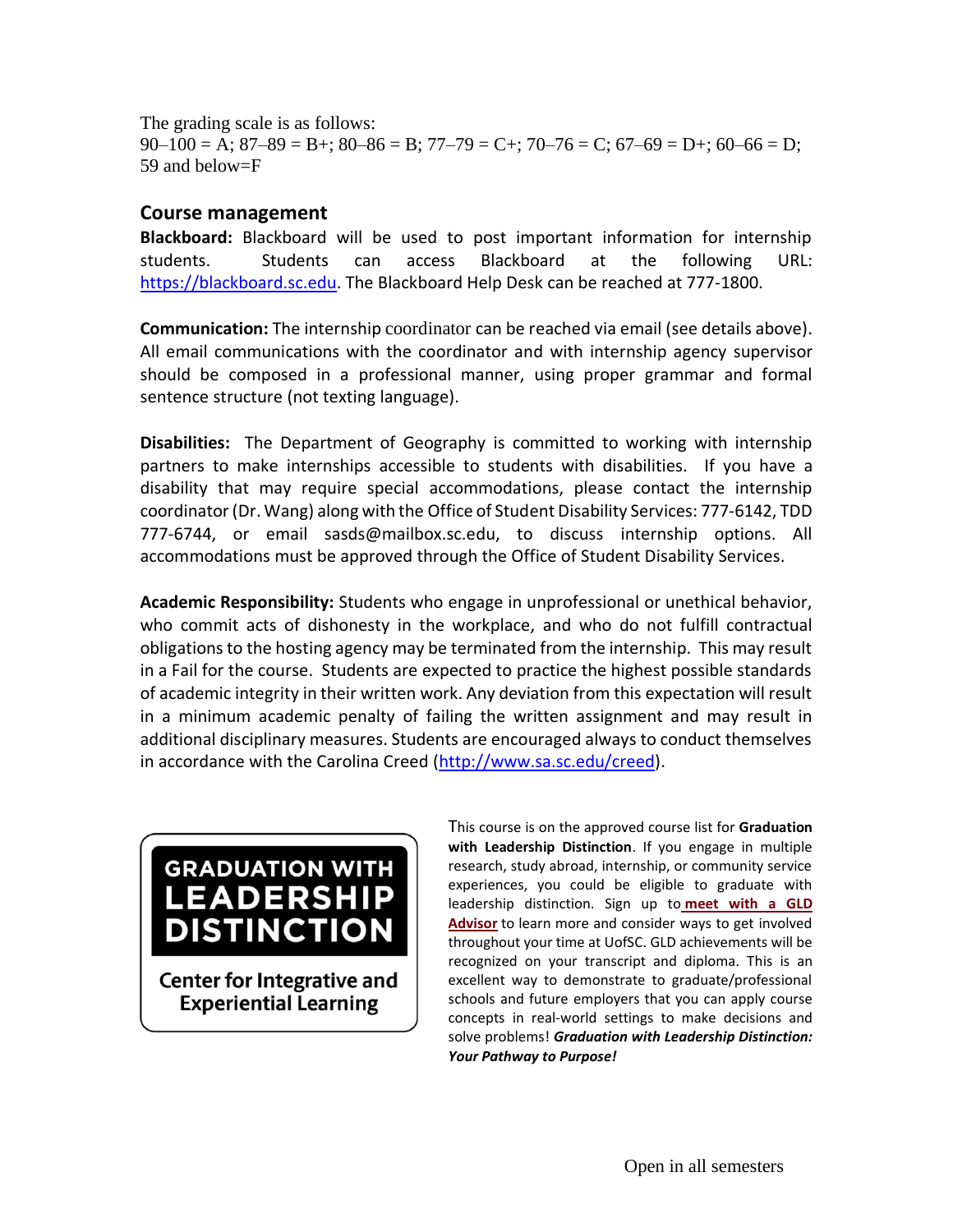The grading scale is as follows:
90–100 = A; 87–89 = B+; 80–86 = B; 77–79 = C+; 70–76 = C; 67–69 = D+; 60–66 = D; 59 and below=F

## Course management

**Blackboard:** Blackboard will be used to post important information for internship students. Students can access Blackboard at the following URL: https://blackboard.sc.edu. The Blackboard Help Desk can be reached at 777-1800.

**Communication:** The internship coordinator can be reached via email (see details above). All email communications with the coordinator and with internship agency supervisor should be composed in a professional manner, using proper grammar and formal sentence structure (not texting language).

**Disabilities:** The Department of Geography is committed to working with internship partners to make internships accessible to students with disabilities. If you have a disability that may require special accommodations, please contact the internship coordinator (Dr. Wang) along with the Office of Student Disability Services: 777-6142, TDD 777-6744, or email sasds@mailbox.sc.edu, to discuss internship options. All accommodations must be approved through the Office of Student Disability Services.

**Academic Responsibility:** Students who engage in unprofessional or unethical behavior, who commit acts of dishonesty in the workplace, and who do not fulfill contractual obligations to the hosting agency may be terminated from the internship. This may result in a Fail for the course. Students are expected to practice the highest possible standards of academic integrity in their written work. Any deviation from this expectation will result in a minimum academic penalty of failing the written assignment and may result in additional disciplinary measures. Students are encouraged always to conduct themselves in accordance with the Carolina Creed (http://www.sa.sc.edu/creed).

**GRADUATION WITH LEADERSHIP DISTINCTION**

Center for Integrative and Experiential Learning

This course is on the approved course list for **Graduation with Leadership Distinction**. If you engage in multiple research, study abroad, internship, or community service experiences, you could be eligible to graduate with leadership distinction. Sign up to **meet with a GLD Advisor** to learn more and consider ways to get involved throughout your time at UofSC. GLD achievements will be recognized on your transcript and diploma. This is an excellent way to demonstrate to graduate/professional schools and future employers that you can apply course concepts in real-world settings to make decisions and solve problems! ***Graduation with Leadership Distinction: Your Pathway to Purpose!***

Open in all semesters